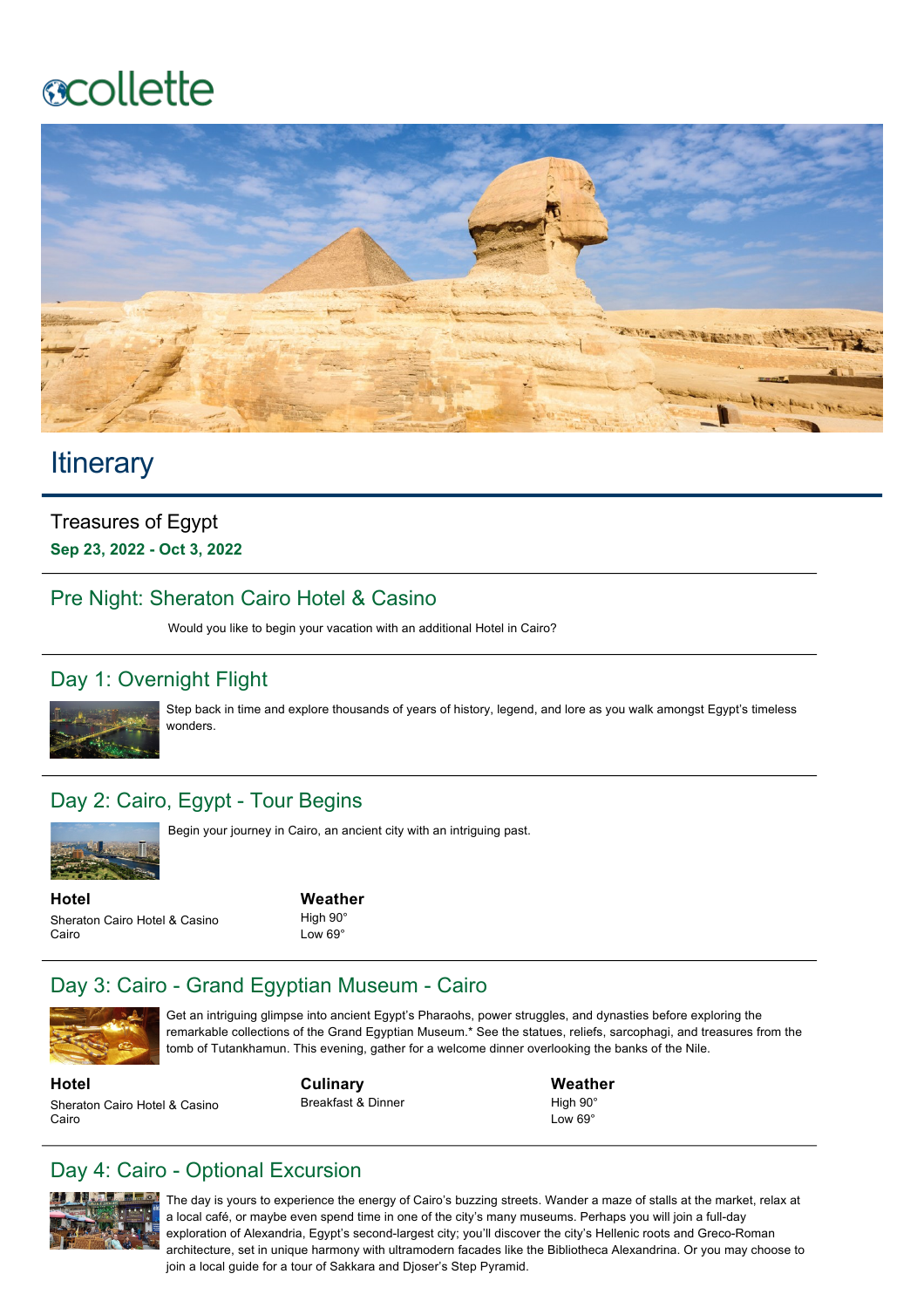collette

# Itinerary

## Treasures of Egypt

**Sep 23, 2022 - Oct 3, 2022**

## Pre Night: Sheraton Cairo Hotel & Casino

Would you like to begin your vacation with an additional Hotel in Cairo?

## Day 1: Overnight Flight

Step back in time and explore thousands of years of history, legend, and lore as you walk amongst Egypt's timeless wonders.

## Day 2: Cairo, Egypt - Tour Begins

Begin your journey in Cairo, an ancient city with an intriguing past.

**Hotel**
Sheraton Cairo Hotel & Casino
Cairo

**Weather**
High 90°
Low 69°

## Day 3: Cairo - Grand Egyptian Museum - Cairo

Get an intriguing glimpse into ancient Egypt's Pharaohs, power struggles, and dynasties before exploring the remarkable collections of the Grand Egyptian Museum.* See the statues, reliefs, sarcophagi, and treasures from the tomb of Tutankhamun. This evening, gather for a welcome dinner overlooking the banks of the Nile.

**Hotel**
Sheraton Cairo Hotel & Casino
Cairo

**Culinary**
Breakfast & Dinner

**Weather**
High 90°
Low 69°

## Day 4: Cairo - Optional Excursion

The day is yours to experience the energy of Cairo's buzzing streets. Wander a maze of stalls at the market, relax at a local café, or maybe even spend time in one of the city's many museums. Perhaps you will join a full-day exploration of Alexandria, Egypt's second-largest city; you'll discover the city's Hellenic roots and Greco-Roman architecture, set in unique harmony with ultramodern facades like the Bibliotheca Alexandrina. Or you may choose to join a local guide for a tour of Sakkara and Djoser's Step Pyramid.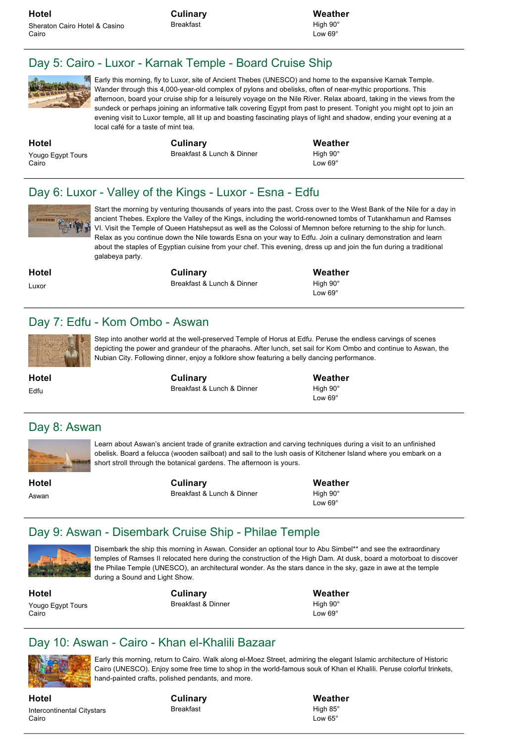**Hotel**
Sheraton Cairo Hotel & Casino
Cairo

**Culinary**
Breakfast

**Weather**
High 90°
Low 69°

## Day 5: Cairo - Luxor - Karnak Temple - Board Cruise Ship

Early this morning, fly to Luxor, site of Ancient Thebes (UNESCO) and home to the expansive Karnak Temple. Wander through this 4,000-year-old complex of pylons and obelisks, often of near-mythic proportions. This afternoon, board your cruise ship for a leisurely voyage on the Nile River. Relax aboard, taking in the views from the sundeck or perhaps joining an informative talk covering Egypt from past to present. Tonight you might opt to join an evening visit to Luxor temple, all lit up and boasting fascinating plays of light and shadow, ending your evening at a local café for a taste of mint tea.

**Hotel**
Yougo Egypt Tours
Cairo

**Culinary**
Breakfast & Lunch & Dinner

**Weather**
High 90°
Low 69°

## Day 6: Luxor - Valley of the Kings - Luxor - Esna - Edfu

Start the morning by venturing thousands of years into the past. Cross over to the West Bank of the Nile for a day in ancient Thebes. Explore the Valley of the Kings, including the world-renowned tombs of Tutankhamun and Ramses VI. Visit the Temple of Queen Hatshepsut as well as the Colossi of Memnon before returning to the ship for lunch. Relax as you continue down the Nile towards Esna on your way to Edfu. Join a culinary demonstration and learn about the staples of Egyptian cuisine from your chef. This evening, dress up and join the fun during a traditional galabeya party.

**Hotel**
Luxor

**Culinary**
Breakfast & Lunch & Dinner

**Weather**
High 90°
Low 69°

## Day 7: Edfu - Kom Ombo - Aswan

Step into another world at the well-preserved Temple of Horus at Edfu. Peruse the endless carvings of scenes depicting the power and grandeur of the pharaohs. After lunch, set sail for Kom Ombo and continue to Aswan, the Nubian City. Following dinner, enjoy a folklore show featuring a belly dancing performance.

**Hotel**
Edfu

**Culinary**
Breakfast & Lunch & Dinner

**Weather**
High 90°
Low 69°

## Day 8: Aswan

Learn about Aswan's ancient trade of granite extraction and carving techniques during a visit to an unfinished obelisk. Board a felucca (wooden sailboat) and sail to the lush oasis of Kitchener Island where you embark on a short stroll through the botanical gardens. The afternoon is yours.

**Hotel**
Aswan

**Culinary**
Breakfast & Lunch & Dinner

**Weather**
High 90°
Low 69°

## Day 9: Aswan - Disembark Cruise Ship - Philae Temple

Disembark the ship this morning in Aswan. Consider an optional tour to Abu Simbel** and see the extraordinary temples of Ramses II relocated here during the construction of the High Dam. At dusk, board a motorboat to discover the Philae Temple (UNESCO), an architectural wonder. As the stars dance in the sky, gaze in awe at the temple during a Sound and Light Show.

**Hotel**
Yougo Egypt Tours
Cairo

**Culinary**
Breakfast & Dinner

**Weather**
High 90°
Low 69°

## Day 10: Aswan - Cairo - Khan el-Khalili Bazaar

Early this morning, return to Cairo. Walk along el-Moez Street, admiring the elegant Islamic architecture of Historic Cairo (UNESCO). Enjoy some free time to shop in the world-famous souk of Khan el Khalili. Peruse colorful trinkets, hand-painted crafts, polished pendants, and more.

**Hotel**
Intercontinental Citystars
Cairo

**Culinary**
Breakfast

**Weather**
High 85°
Low 65°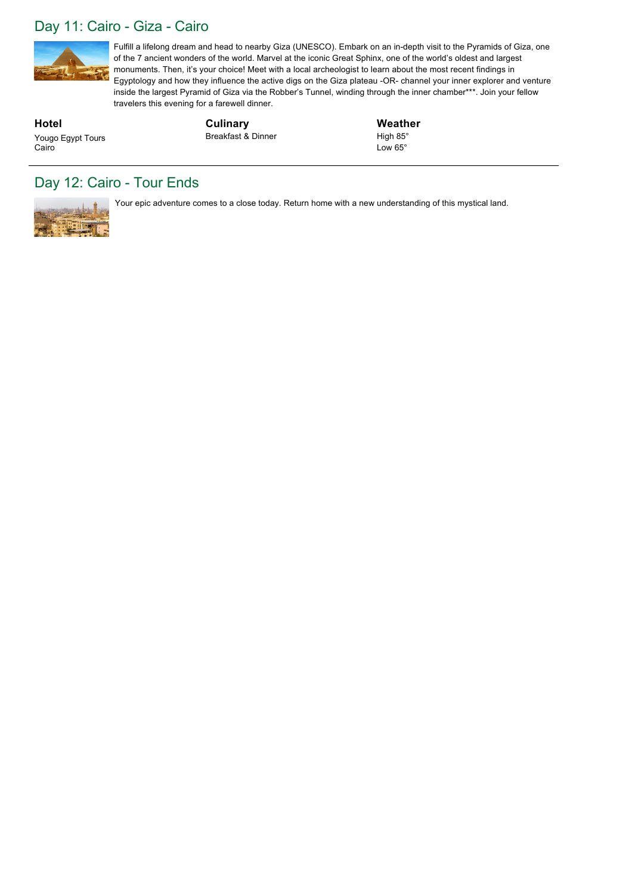## Day 11: Cairo - Giza - Cairo

Fulfill a lifelong dream and head to nearby Giza (UNESCO). Embark on an in-depth visit to the Pyramids of Giza, one of the 7 ancient wonders of the world. Marvel at the iconic Great Sphinx, one of the world's oldest and largest monuments. Then, it's your choice! Meet with a local archeologist to learn about the most recent findings in Egyptology and how they influence the active digs on the Giza plateau -OR- channel your inner explorer and venture inside the largest Pyramid of Giza via the Robber's Tunnel, winding through the inner chamber***. Join your fellow travelers this evening for a farewell dinner.

**Hotel**

Yougo Egypt Tours
Cairo

**Culinary**

Breakfast & Dinner

**Weather**

High 85°
Low 65°

---

## Day 12: Cairo - Tour Ends

Your epic adventure comes to a close today. Return home with a new understanding of this mystical land.